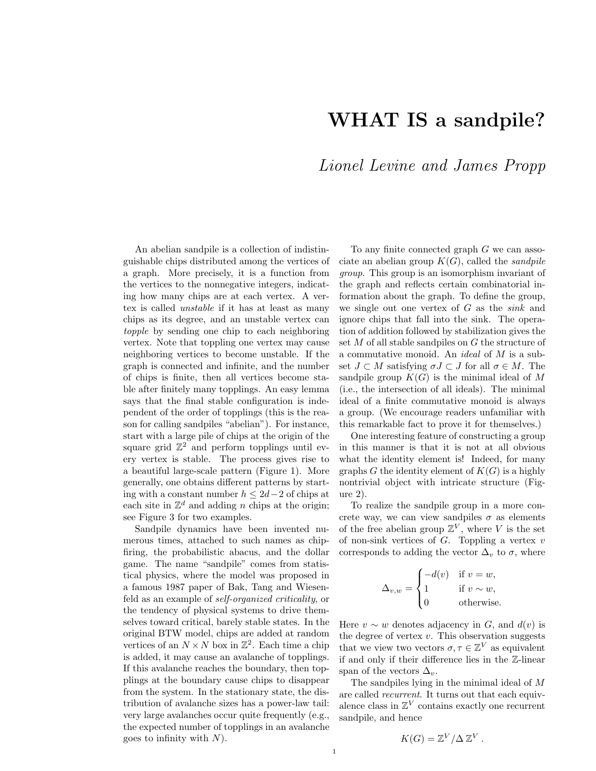# WHAT IS a sandpile?

*Lionel Levine and James Propp*

An abelian sandpile is a collection of indistinguishable chips distributed among the vertices of a graph. More precisely, it is a function from the vertices to the nonnegative integers, indicating how many chips are at each vertex. A vertex is called *unstable* if it has at least as many chips as its degree, and an unstable vertex can *topple* by sending one chip to each neighboring vertex. Note that toppling one vertex may cause neighboring vertices to become unstable. If the graph is connected and infinite, and the number of chips is finite, then all vertices become stable after finitely many topplings. An easy lemma says that the final stable configuration is independent of the order of topplings (this is the reason for calling sandpiles "abelian"). For instance, start with a large pile of chips at the origin of the square grid $\mathbb{Z}^2$ and perform topplings until every vertex is stable. The process gives rise to a beautiful large-scale pattern (Figure 1). More generally, one obtains different patterns by starting with a constant number $h \leq 2d-2$ of chips at each site in $\mathbb{Z}^d$ and adding $n$ chips at the origin; see Figure 3 for two examples.

Sandpile dynamics have been invented numerous times, attached to such names as chip-firing, the probabilistic abacus, and the dollar game. The name "sandpile" comes from statistical physics, where the model was proposed in a famous 1987 paper of Bak, Tang and Wiesenfeld as an example of *self-organized criticality*, or the tendency of physical systems to drive themselves toward critical, barely stable states. In the original BTW model, chips are added at random vertices of an $N \times N$ box in $\mathbb{Z}^2$. Each time a chip is added, it may cause an avalanche of topplings. If this avalanche reaches the boundary, then topplings at the boundary cause chips to disappear from the system. In the stationary state, the distribution of avalanche sizes has a power-law tail: very large avalanches occur quite frequently (e.g., the expected number of topplings in an avalanche goes to infinity with $N$).

To any finite connected graph $G$ we can associate an abelian group $K(G)$, called the *sandpile group*. This group is an isomorphism invariant of the graph and reflects certain combinatorial information about the graph. To define the group, we single out one vertex of $G$ as the *sink* and ignore chips that fall into the sink. The operation of addition followed by stabilization gives the set $M$ of all stable sandpiles on $G$ the structure of a commutative monoid. An *ideal* of $M$ is a subset $J \subset M$ satisfying $\sigma J \subset J$ for all $\sigma \in M$. The sandpile group $K(G)$ is the minimal ideal of $M$ (i.e., the intersection of all ideals). The minimal ideal of a finite commutative monoid is always a group. (We encourage readers unfamiliar with this remarkable fact to prove it for themselves.)

One interesting feature of constructing a group in this manner is that it is not at all obvious what the identity element is! Indeed, for many graphs $G$ the identity element of $K(G)$ is a highly nontrivial object with intricate structure (Figure 2).

To realize the sandpile group in a more concrete way, we can view sandpiles $\sigma$ as elements of the free abelian group $\mathbb{Z}^V$, where $V$ is the set of non-sink vertices of $G$. Toppling a vertex $v$ corresponds to adding the vector $\Delta_v$ to $\sigma$, where

$$\Delta_{v,w} = \begin{cases} -d(v) & \text{if } v = w, \\ 1 & \text{if } v \sim w, \\ 0 & \text{otherwise.} \end{cases}$$

Here $v \sim w$ denotes adjacency in $G$, and $d(v)$ is the degree of vertex $v$. This observation suggests that we view two vectors $\sigma, \tau \in \mathbb{Z}^V$ as equivalent if and only if their difference lies in the $\mathbb{Z}$-linear span of the vectors $\Delta_v$.

The sandpiles lying in the minimal ideal of $M$ are called *recurrent*. It turns out that each equivalence class in $\mathbb{Z}^V$ contains exactly one recurrent sandpile, and hence

$$K(G) = \mathbb{Z}^V / \Delta\, \mathbb{Z}^V .$$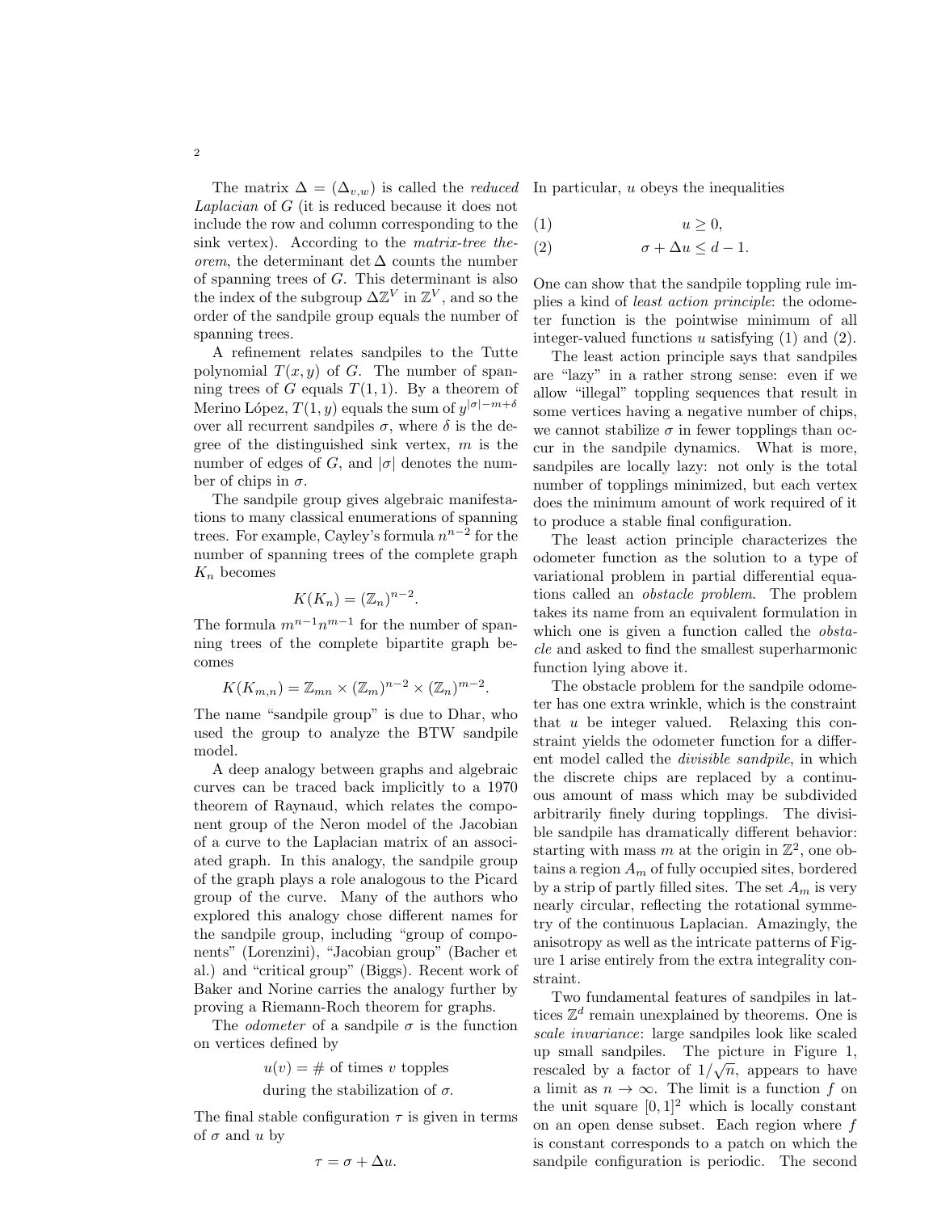The matrix $\Delta = (\Delta_{v,w})$ is called the *reduced Laplacian* of $G$ (it is reduced because it does not include the row and column corresponding to the sink vertex). According to the *matrix-tree theorem*, the determinant $\det \Delta$ counts the number of spanning trees of $G$. This determinant is also the index of the subgroup $\Delta \mathbb{Z}^V$ in $\mathbb{Z}^V$, and so the order of the sandpile group equals the number of spanning trees.

A refinement relates sandpiles to the Tutte polynomial $T(x, y)$ of $G$. The number of spanning trees of $G$ equals $T(1, 1)$. By a theorem of Merino López, $T(1, y)$ equals the sum of $y^{|\sigma|-m+\delta}$ over all recurrent sandpiles $\sigma$, where $\delta$ is the degree of the distinguished sink vertex, $m$ is the number of edges of $G$, and $|\sigma|$ denotes the number of chips in $\sigma$.

The sandpile group gives algebraic manifestations to many classical enumerations of spanning trees. For example, Cayley's formula $n^{n-2}$ for the number of spanning trees of the complete graph $K_n$ becomes

$$K(K_n) = (\mathbb{Z}_n)^{n-2}.$$

The formula $m^{n-1}n^{m-1}$ for the number of spanning trees of the complete bipartite graph becomes

$$K(K_{m,n}) = \mathbb{Z}_{mn} \times (\mathbb{Z}_m)^{n-2} \times (\mathbb{Z}_n)^{m-2}.$$

The name "sandpile group" is due to Dhar, who used the group to analyze the BTW sandpile model.

A deep analogy between graphs and algebraic curves can be traced back implicitly to a 1970 theorem of Raynaud, which relates the component group of the Neron model of the Jacobian of a curve to the Laplacian matrix of an associated graph. In this analogy, the sandpile group of the graph plays a role analogous to the Picard group of the curve. Many of the authors who explored this analogy chose different names for the sandpile group, including "group of components" (Lorenzini), "Jacobian group" (Bacher et al.) and "critical group" (Biggs). Recent work of Baker and Norine carries the analogy further by proving a Riemann-Roch theorem for graphs.

The *odometer* of a sandpile $\sigma$ is the function on vertices defined by

$$u(v) = \#\text{ of times } v \text{ topples during the stabilization of } \sigma.$$

The final stable configuration $\tau$ is given in terms of $\sigma$ and $u$ by

$$\tau = \sigma + \Delta u.$$

In particular, $u$ obeys the inequalities

$$u \geq 0, \tag{1}$$

$$\sigma + \Delta u \leq d - 1. \tag{2}$$

One can show that the sandpile toppling rule implies a kind of *least action principle*: the odometer function is the pointwise minimum of all integer-valued functions $u$ satisfying (1) and (2).

The least action principle says that sandpiles are "lazy" in a rather strong sense: even if we allow "illegal" toppling sequences that result in some vertices having a negative number of chips, we cannot stabilize $\sigma$ in fewer topplings than occur in the sandpile dynamics. What is more, sandpiles are locally lazy: not only is the total number of topplings minimized, but each vertex does the minimum amount of work required of it to produce a stable final configuration.

The least action principle characterizes the odometer function as the solution to a type of variational problem in partial differential equations called an *obstacle problem*. The problem takes its name from an equivalent formulation in which one is given a function called the *obstacle* and asked to find the smallest superharmonic function lying above it.

The obstacle problem for the sandpile odometer has one extra wrinkle, which is the constraint that $u$ be integer valued. Relaxing this constraint yields the odometer function for a different model called the *divisible sandpile*, in which the discrete chips are replaced by a continuous amount of mass which may be subdivided arbitrarily finely during topplings. The divisible sandpile has dramatically different behavior: starting with mass $m$ at the origin in $\mathbb{Z}^2$, one obtains a region $A_m$ of fully occupied sites, bordered by a strip of partly filled sites. The set $A_m$ is very nearly circular, reflecting the rotational symmetry of the continuous Laplacian. Amazingly, the anisotropy as well as the intricate patterns of Figure 1 arise entirely from the extra integrality constraint.

Two fundamental features of sandpiles in lattices $\mathbb{Z}^d$ remain unexplained by theorems. One is *scale invariance*: large sandpiles look like scaled up small sandpiles. The picture in Figure 1, rescaled by a factor of $1/\sqrt{n}$, appears to have a limit as $n \to \infty$. The limit is a function $f$ on the unit square $[0, 1]^2$ which is locally constant on an open dense subset. Each region where $f$ is constant corresponds to a patch on which the sandpile configuration is periodic. The second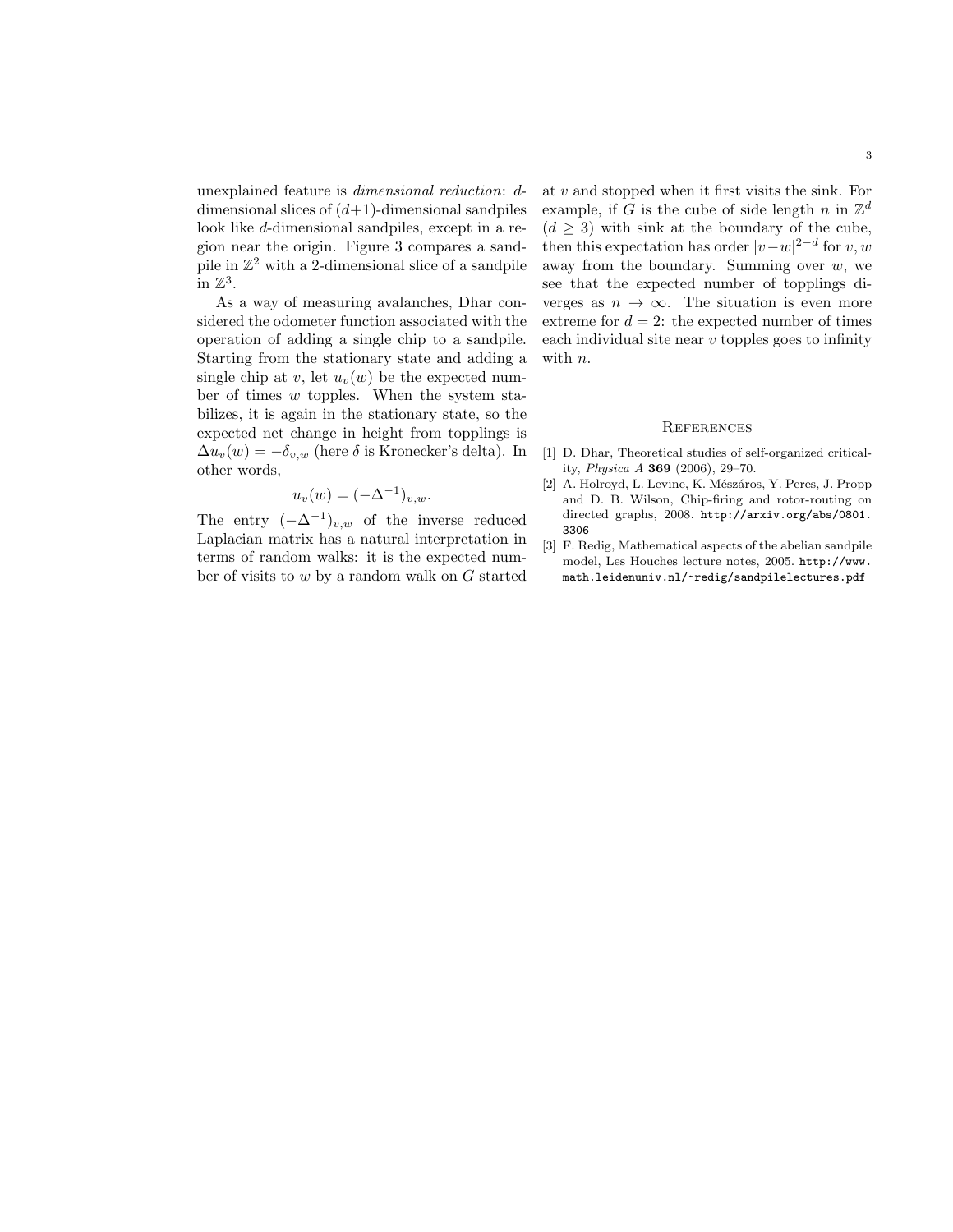unexplained feature is *dimensional reduction*: $d$-dimensional slices of $(d+1)$-dimensional sandpiles look like $d$-dimensional sandpiles, except in a region near the origin. Figure 3 compares a sandpile in $\mathbb{Z}^2$ with a 2-dimensional slice of a sandpile in $\mathbb{Z}^3$.

As a way of measuring avalanches, Dhar considered the odometer function associated with the operation of adding a single chip to a sandpile. Starting from the stationary state and adding a single chip at $v$, let $u_v(w)$ be the expected number of times $w$ topples. When the system stabilizes, it is again in the stationary state, so the expected net change in height from topplings is $\Delta u_v(w) = -\delta_{v,w}$ (here $\delta$ is Kronecker's delta). In other words,

$$u_v(w) = (-\Delta^{-1})_{v,w}.$$

The entry $(-\Delta^{-1})_{v,w}$ of the inverse reduced Laplacian matrix has a natural interpretation in terms of random walks: it is the expected number of visits to $w$ by a random walk on $G$ started at $v$ and stopped when it first visits the sink. For example, if $G$ is the cube of side length $n$ in $\mathbb{Z}^d$ $(d \geq 3)$ with sink at the boundary of the cube, then this expectation has order $|v-w|^{2-d}$ for $v, w$ away from the boundary. Summing over $w$, we see that the expected number of topplings diverges as $n \to \infty$. The situation is even more extreme for $d = 2$: the expected number of times each individual site near $v$ topples goes to infinity with $n$.

## References

[1] D. Dhar, Theoretical studies of self-organized criticality, *Physica A* **369** (2006), 29–70.

[2] A. Holroyd, L. Levine, K. Mészáros, Y. Peres, J. Propp and D. B. Wilson, Chip-firing and rotor-routing on directed graphs, 2008. http://arxiv.org/abs/0801.3306

[3] F. Redig, Mathematical aspects of the abelian sandpile model, Les Houches lecture notes, 2005. http://www.math.leidenuniv.nl/~redig/sandpilelectures.pdf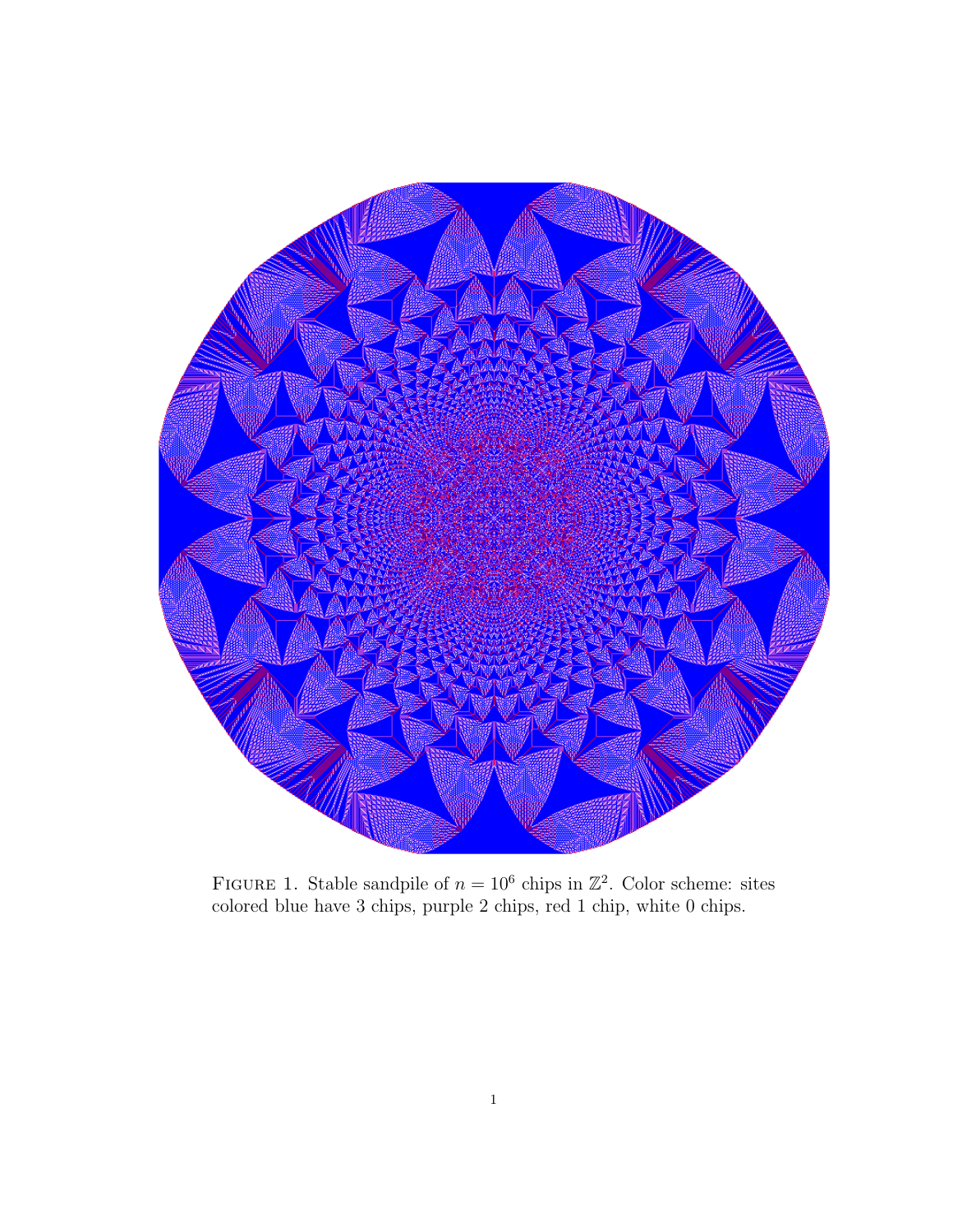Figure 1. Stable sandpile of $n = 10^6$ chips in $\mathbb{Z}^2$. Color scheme: sites colored blue have 3 chips, purple 2 chips, red 1 chip, white 0 chips.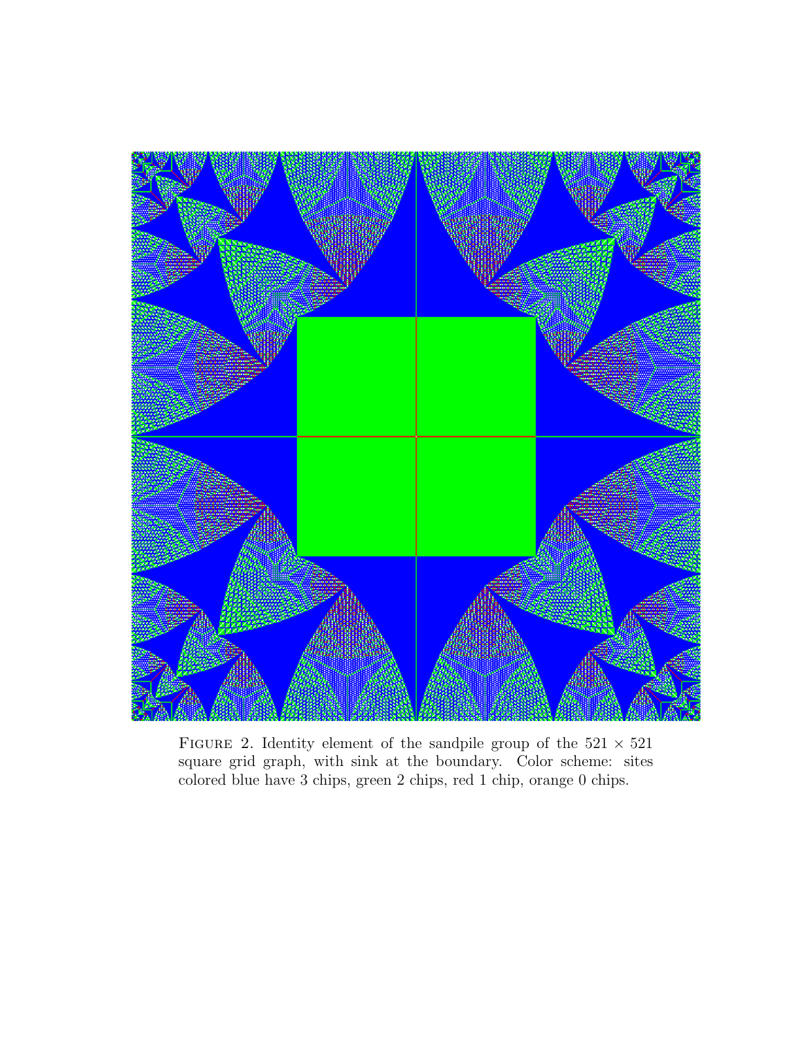Figure 2. Identity element of the sandpile group of the $521 \times 521$ square grid graph, with sink at the boundary. Color scheme: sites colored blue have 3 chips, green 2 chips, red 1 chip, orange 0 chips.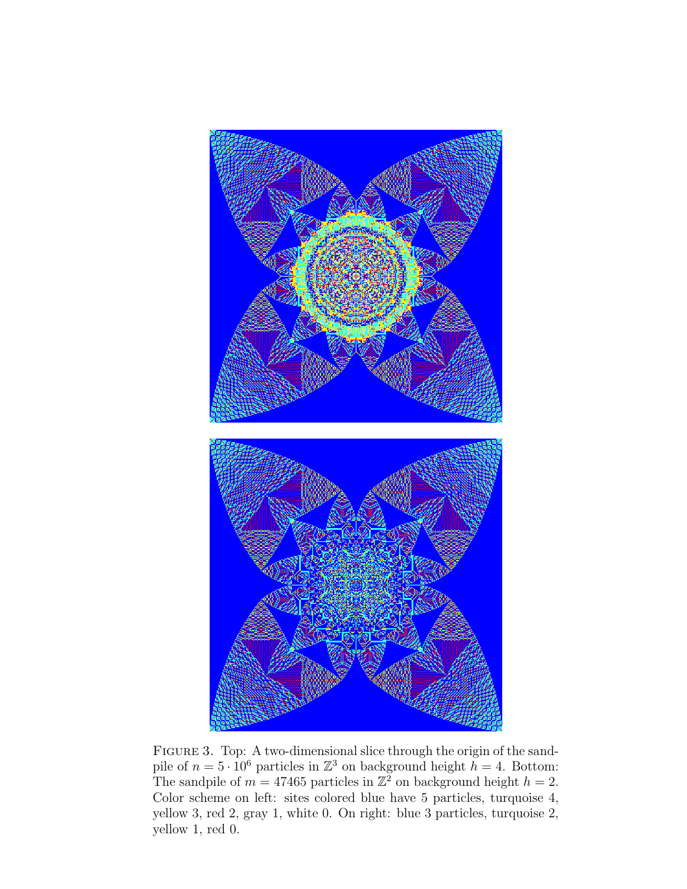Figure 3. Top: A two-dimensional slice through the origin of the sandpile of $n = 5 \cdot 10^6$ particles in $\mathbb{Z}^3$ on background height $h = 4$. Bottom: The sandpile of $m = 47465$ particles in $\mathbb{Z}^2$ on background height $h = 2$. Color scheme on left: sites colored blue have 5 particles, turquoise 4, yellow 3, red 2, gray 1, white 0. On right: blue 3 particles, turquoise 2, yellow 1, red 0.